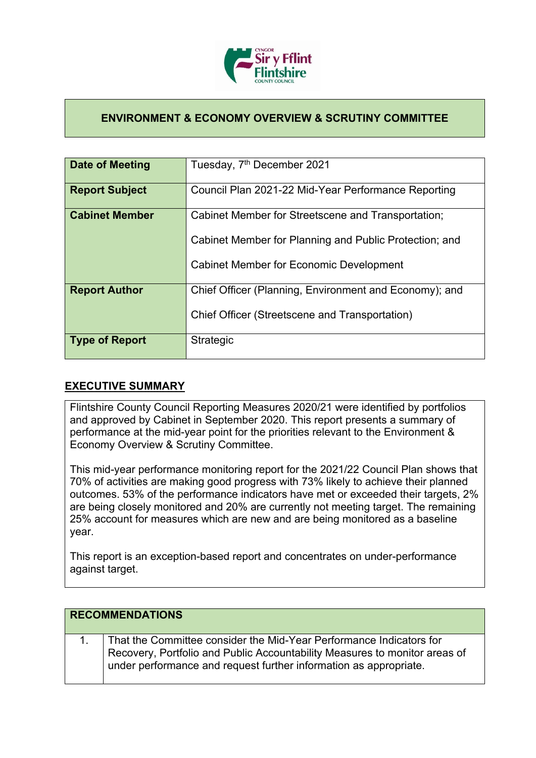# ENVIRONMENT & ECONOMY OVERVIEW & SCRUTINY COMMITTEE

| | |
|---|---|
| **Date of Meeting** | Tuesday, 7th December 2021 |
| **Report Subject** | Council Plan 2021-22 Mid-Year Performance Reporting |
| **Cabinet Member** | Cabinet Member for Streetscene and Transportation;<br><br>Cabinet Member for Planning and Public Protection; and<br><br>Cabinet Member for Economic Development |
| **Report Author** | Chief Officer (Planning, Environment and Economy); and<br><br>Chief Officer (Streetscene and Transportation) |
| **Type of Report** | Strategic |

## EXECUTIVE SUMMARY

Flintshire County Council Reporting Measures 2020/21 were identified by portfolios and approved by Cabinet in September 2020. This report presents a summary of performance at the mid-year point for the priorities relevant to the Environment & Economy Overview & Scrutiny Committee.

This mid-year performance monitoring report for the 2021/22 Council Plan shows that 70% of activities are making good progress with 73% likely to achieve their planned outcomes. 53% of the performance indicators have met or exceeded their targets, 2% are being closely monitored and 20% are currently not meeting target. The remaining 25% account for measures which are new and are being monitored as a baseline year.

This report is an exception-based report and concentrates on under-performance against target.

| **RECOMMENDATIONS** | |
|---|---|
| 1. | That the Committee consider the Mid-Year Performance Indicators for Recovery, Portfolio and Public Accountability Measures to monitor areas of under performance and request further information as appropriate. |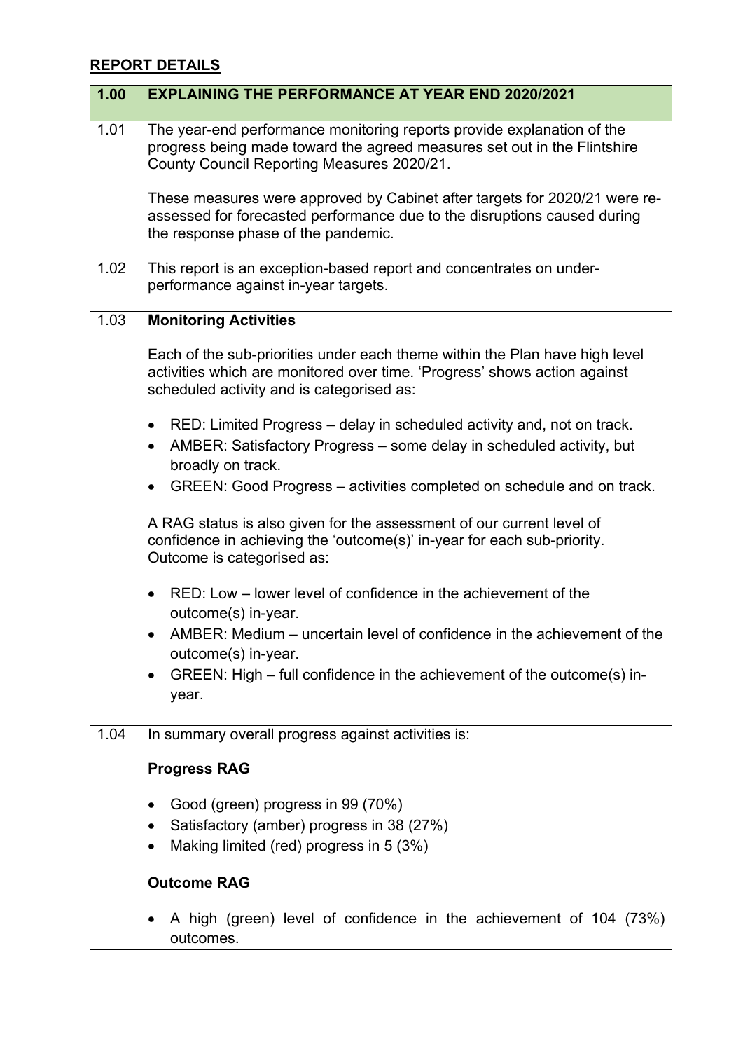**REPORT DETAILS**

| 1.00 | EXPLAINING THE PERFORMANCE AT YEAR END 2020/2021 |
|---|---|
| 1.01 | The year-end performance monitoring reports provide explanation of the progress being made toward the agreed measures set out in the Flintshire County Council Reporting Measures 2020/21.<br><br>These measures were approved by Cabinet after targets for 2020/21 were re-assessed for forecasted performance due to the disruptions caused during the response phase of the pandemic. |
| 1.02 | This report is an exception-based report and concentrates on under-performance against in-year targets. |
| 1.03 | **Monitoring Activities**<br><br>Each of the sub-priorities under each theme within the Plan have high level activities which are monitored over time. 'Progress' shows action against scheduled activity and is categorised as:<br><br>• RED: Limited Progress – delay in scheduled activity and, not on track.<br>• AMBER: Satisfactory Progress – some delay in scheduled activity, but broadly on track.<br>• GREEN: Good Progress – activities completed on schedule and on track.<br><br>A RAG status is also given for the assessment of our current level of confidence in achieving the 'outcome(s)' in-year for each sub-priority. Outcome is categorised as:<br><br>• RED: Low – lower level of confidence in the achievement of the outcome(s) in-year.<br>• AMBER: Medium – uncertain level of confidence in the achievement of the outcome(s) in-year.<br>• GREEN: High – full confidence in the achievement of the outcome(s) in-year. |
| 1.04 | In summary overall progress against activities is:<br><br>**Progress RAG**<br><br>• Good (green) progress in 99 (70%)<br>• Satisfactory (amber) progress in 38 (27%)<br>• Making limited (red) progress in 5 (3%)<br><br>**Outcome RAG**<br><br>• A high (green) level of confidence in the achievement of 104 (73%) outcomes. |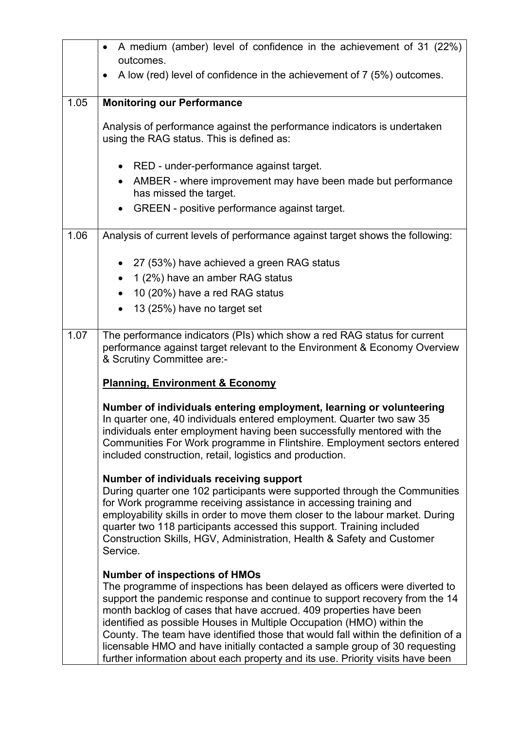|  |  |
|---|---|
|  | • A medium (amber) level of confidence in the achievement of 31 (22%) outcomes.<br>• A low (red) level of confidence in the achievement of 7 (5%) outcomes. |
| 1.05 | **Monitoring our Performance**<br><br>Analysis of performance against the performance indicators is undertaken using the RAG status. This is defined as:<br><br>• RED - under-performance against target.<br>• AMBER - where improvement may have been made but performance has missed the target.<br>• GREEN - positive performance against target. |
| 1.06 | Analysis of current levels of performance against target shows the following:<br><br>• 27 (53%) have achieved a green RAG status<br>• 1 (2%) have an amber RAG status<br>• 10 (20%) have a red RAG status<br>• 13 (25%) have no target set |
| 1.07 | The performance indicators (PIs) which show a red RAG status for current performance against target relevant to the Environment & Economy Overview & Scrutiny Committee are:-<br><br>**<u>Planning, Environment & Economy</u>**<br><br>**Number of individuals entering employment, learning or volunteering**<br>In quarter one, 40 individuals entered employment. Quarter two saw 35 individuals enter employment having been successfully mentored with the Communities For Work programme in Flintshire. Employment sectors entered included construction, retail, logistics and production.<br><br>**Number of individuals receiving support**<br>During quarter one 102 participants were supported through the Communities for Work programme receiving assistance in accessing training and employability skills in order to move them closer to the labour market. During quarter two 118 participants accessed this support. Training included Construction Skills, HGV, Administration, Health & Safety and Customer Service.<br><br>**Number of inspections of HMOs**<br>The programme of inspections has been delayed as officers were diverted to support the pandemic response and continue to support recovery from the 14 month backlog of cases that have accrued. 409 properties have been identified as possible Houses in Multiple Occupation (HMO) within the County. The team have identified those that would fall within the definition of a licensable HMO and have initially contacted a sample group of 30 requesting further information about each property and its use. Priority visits have been |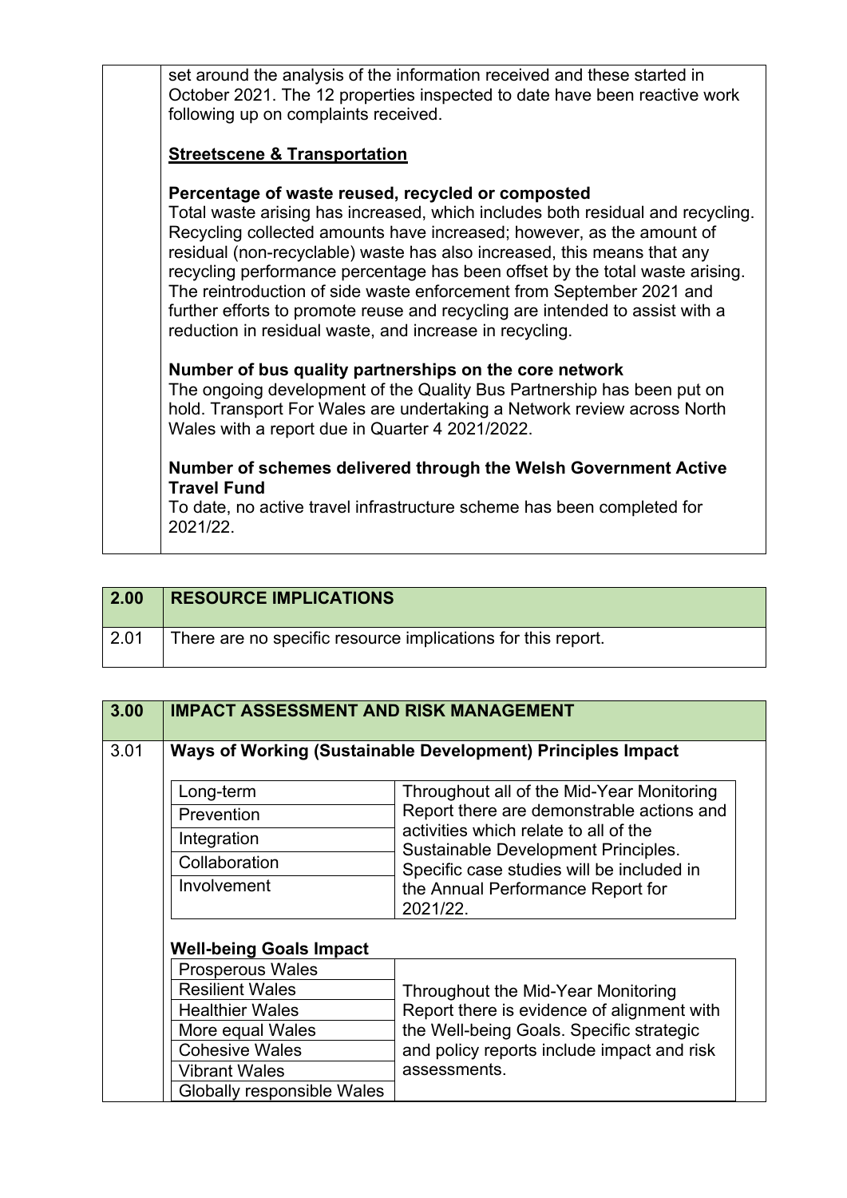set around the analysis of the information received and these started in October 2021. The 12 properties inspected to date have been reactive work following up on complaints received.

**Streetscene & Transportation**

**Percentage of waste reused, recycled or composted**
Total waste arising has increased, which includes both residual and recycling. Recycling collected amounts have increased; however, as the amount of residual (non-recyclable) waste has also increased, this means that any recycling performance percentage has been offset by the total waste arising. The reintroduction of side waste enforcement from September 2021 and further efforts to promote reuse and recycling are intended to assist with a reduction in residual waste, and increase in recycling.

**Number of bus quality partnerships on the core network**
The ongoing development of the Quality Bus Partnership has been put on hold. Transport For Wales are undertaking a Network review across North Wales with a report due in Quarter 4 2021/2022.

**Number of schemes delivered through the Welsh Government Active Travel Fund**
To date, no active travel infrastructure scheme has been completed for 2021/22.

| 2.00 | RESOURCE IMPLICATIONS |
|---|---|
| 2.01 | There are no specific resource implications for this report. |

| 3.00 | IMPACT ASSESSMENT AND RISK MANAGEMENT |
|---|---|
| 3.01 | **Ways of Working (Sustainable Development) Principles Impact** |

| Principle | Impact |
|---|---|
| Long-term | Throughout all of the Mid-Year Monitoring Report there are demonstrable actions and activities which relate to all of the Sustainable Development Principles. Specific case studies will be included in the Annual Performance Report for 2021/22. |
| Prevention | |
| Integration | |
| Collaboration | |
| Involvement | |

**Well-being Goals Impact**

| Goal | Impact |
|---|---|
| Prosperous Wales | Throughout the Mid-Year Monitoring Report there is evidence of alignment with the Well-being Goals. Specific strategic and policy reports include impact and risk assessments. |
| Resilient Wales | |
| Healthier Wales | |
| More equal Wales | |
| Cohesive Wales | |
| Vibrant Wales | |
| Globally responsible Wales | |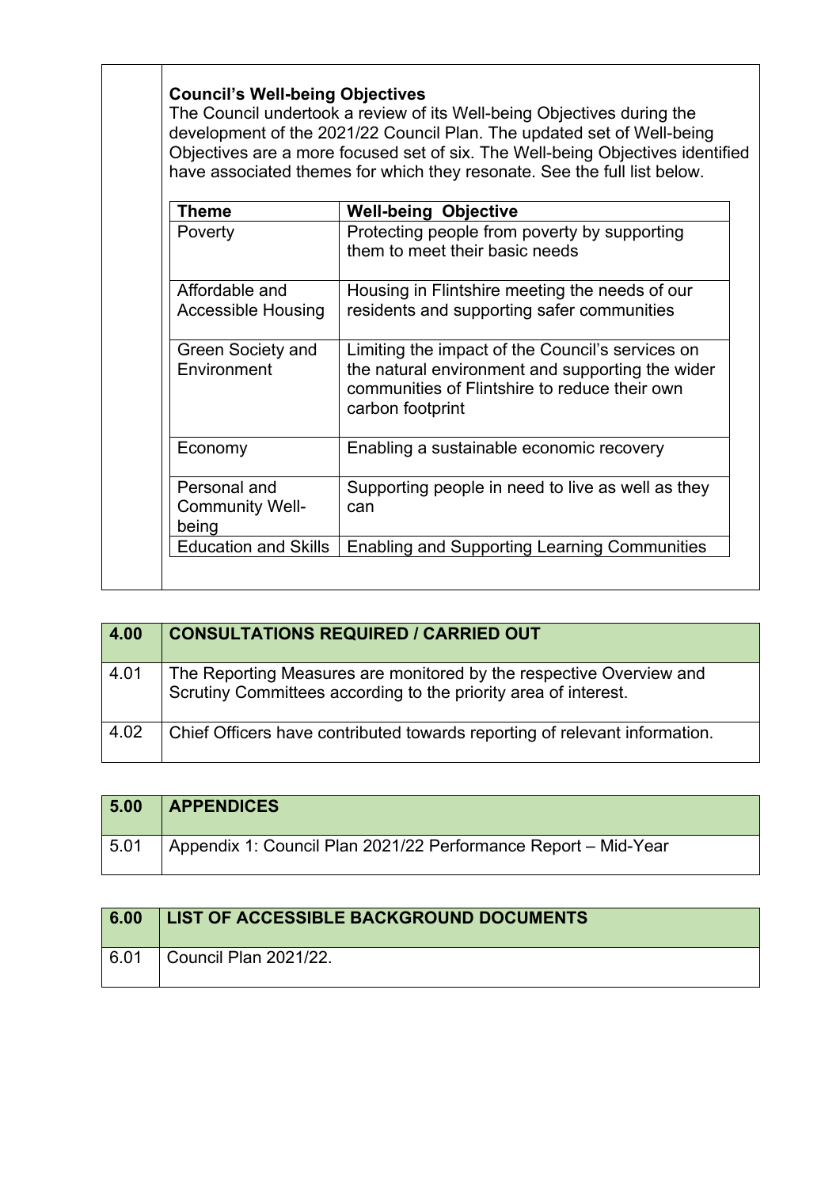**Council's Well-being Objectives**

The Council undertook a review of its Well-being Objectives during the development of the 2021/22 Council Plan. The updated set of Well-being Objectives are a more focused set of six. The Well-being Objectives identified have associated themes for which they resonate. See the full list below.

| Theme | Well-being Objective |
|---|---|
| Poverty | Protecting people from poverty by supporting them to meet their basic needs |
| Affordable and Accessible Housing | Housing in Flintshire meeting the needs of our residents and supporting safer communities |
| Green Society and Environment | Limiting the impact of the Council's services on the natural environment and supporting the wider communities of Flintshire to reduce their own carbon footprint |
| Economy | Enabling a sustainable economic recovery |
| Personal and Community Well-being | Supporting people in need to live as well as they can |
| Education and Skills | Enabling and Supporting Learning Communities |

| 4.00 | CONSULTATIONS REQUIRED / CARRIED OUT |
|---|---|
| 4.01 | The Reporting Measures are monitored by the respective Overview and Scrutiny Committees according to the priority area of interest. |
| 4.02 | Chief Officers have contributed towards reporting of relevant information. |

| 5.00 | APPENDICES |
|---|---|
| 5.01 | Appendix 1: Council Plan 2021/22 Performance Report – Mid-Year |

| 6.00 | LIST OF ACCESSIBLE BACKGROUND DOCUMENTS |
|---|---|
| 6.01 | Council Plan 2021/22. |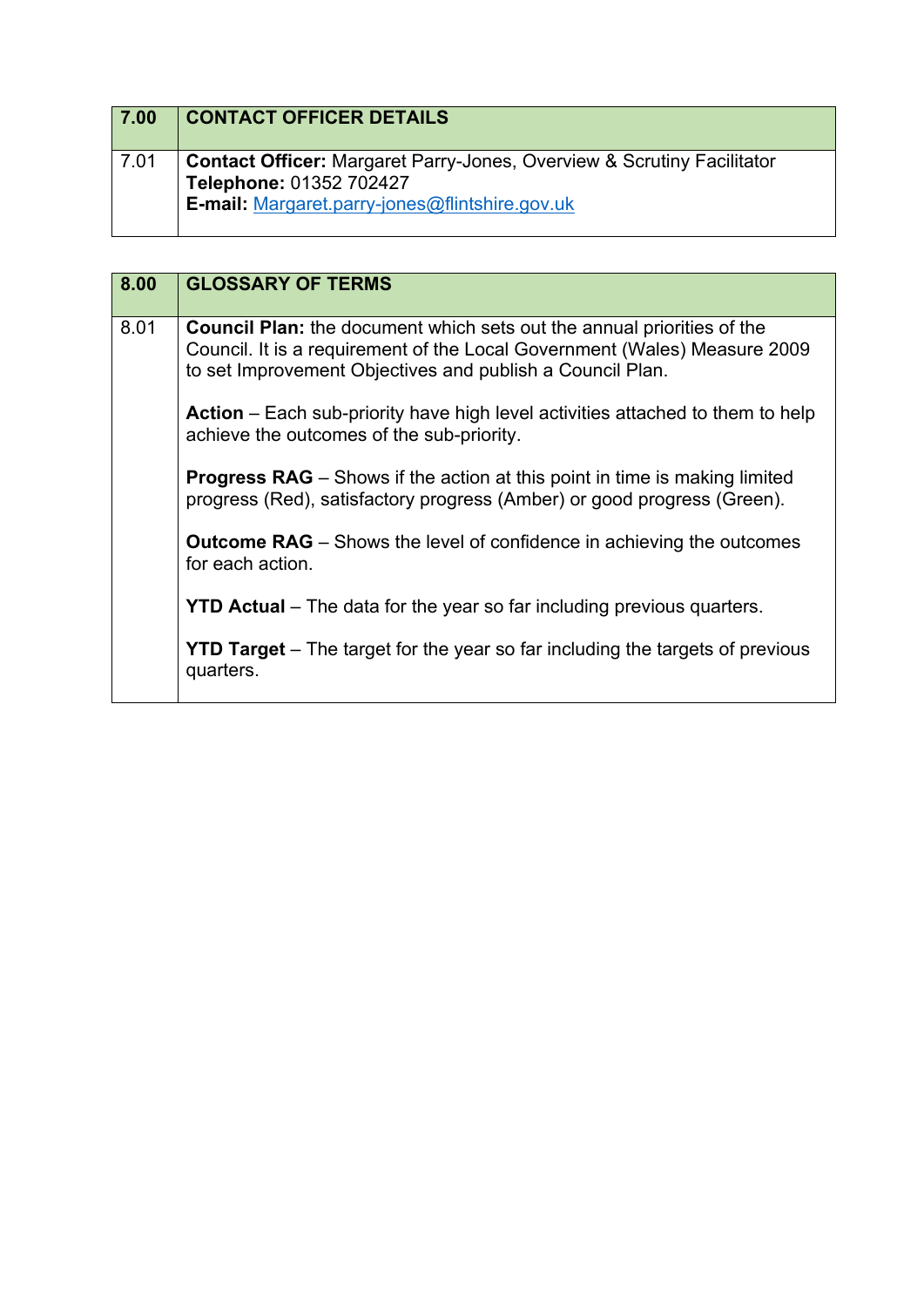| 7.00 | CONTACT OFFICER DETAILS |
| --- | --- |
| 7.01 | **Contact Officer:** Margaret Parry-Jones, Overview & Scrutiny Facilitator<br>**Telephone:** 01352 702427<br>**E-mail:** Margaret.parry-jones@flintshire.gov.uk |

| 8.00 | GLOSSARY OF TERMS |
| --- | --- |
| 8.01 | **Council Plan:** the document which sets out the annual priorities of the Council. It is a requirement of the Local Government (Wales) Measure 2009 to set Improvement Objectives and publish a Council Plan.<br><br>**Action** – Each sub-priority have high level activities attached to them to help achieve the outcomes of the sub-priority.<br><br>**Progress RAG** – Shows if the action at this point in time is making limited progress (Red), satisfactory progress (Amber) or good progress (Green).<br><br>**Outcome RAG** – Shows the level of confidence in achieving the outcomes for each action.<br><br>**YTD Actual** – The data for the year so far including previous quarters.<br><br>**YTD Target** – The target for the year so far including the targets of previous quarters. |